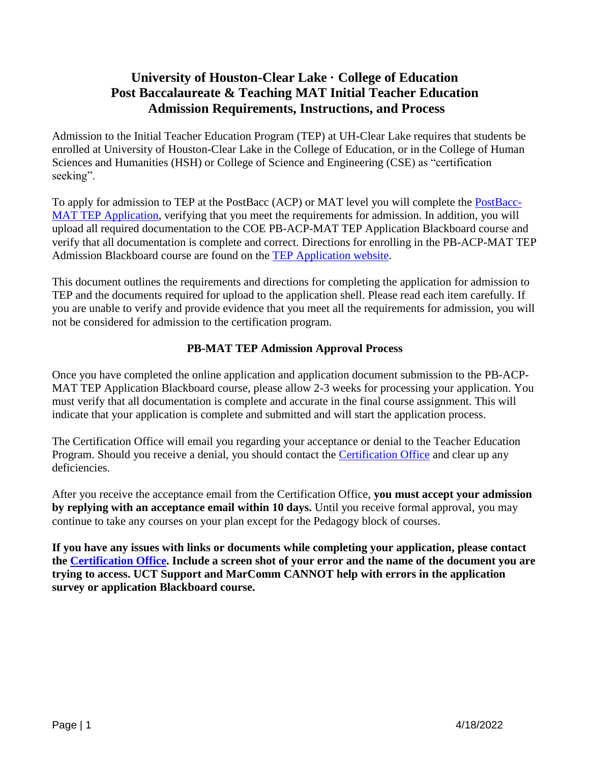# University of Houston-Clear Lake · College of Education
# Post Baccalaureate & Teaching MAT Initial Teacher Education
# Admission Requirements, Instructions, and Process

Admission to the Initial Teacher Education Program (TEP) at UH-Clear Lake requires that students be enrolled at University of Houston-Clear Lake in the College of Education, or in the College of Human Sciences and Humanities (HSH) or College of Science and Engineering (CSE) as "certification seeking".

To apply for admission to TEP at the PostBacc (ACP) or MAT level you will complete the PostBacc-MAT TEP Application, verifying that you meet the requirements for admission. In addition, you will upload all required documentation to the COE PB-ACP-MAT TEP Application Blackboard course and verify that all documentation is complete and correct. Directions for enrolling in the PB-ACP-MAT TEP Admission Blackboard course are found on the TEP Application website.

This document outlines the requirements and directions for completing the application for admission to TEP and the documents required for upload to the application shell. Please read each item carefully. If you are unable to verify and provide evidence that you meet all the requirements for admission, you will not be considered for admission to the certification program.

## PB-MAT TEP Admission Approval Process

Once you have completed the online application and application document submission to the PB-ACP-MAT TEP Application Blackboard course, please allow 2-3 weeks for processing your application. You must verify that all documentation is complete and accurate in the final course assignment. This will indicate that your application is complete and submitted and will start the application process.

The Certification Office will email you regarding your acceptance or denial to the Teacher Education Program. Should you receive a denial, you should contact the Certification Office and clear up any deficiencies.

After you receive the acceptance email from the Certification Office, **you must accept your admission by replying with an acceptance email within 10 days.** Until you receive formal approval, you may continue to take any courses on your plan except for the Pedagogy block of courses.

**If you have any issues with links or documents while completing your application, please contact the Certification Office. Include a screen shot of your error and the name of the document you are trying to access. UCT Support and MarComm CANNOT help with errors in the application survey or application Blackboard course.**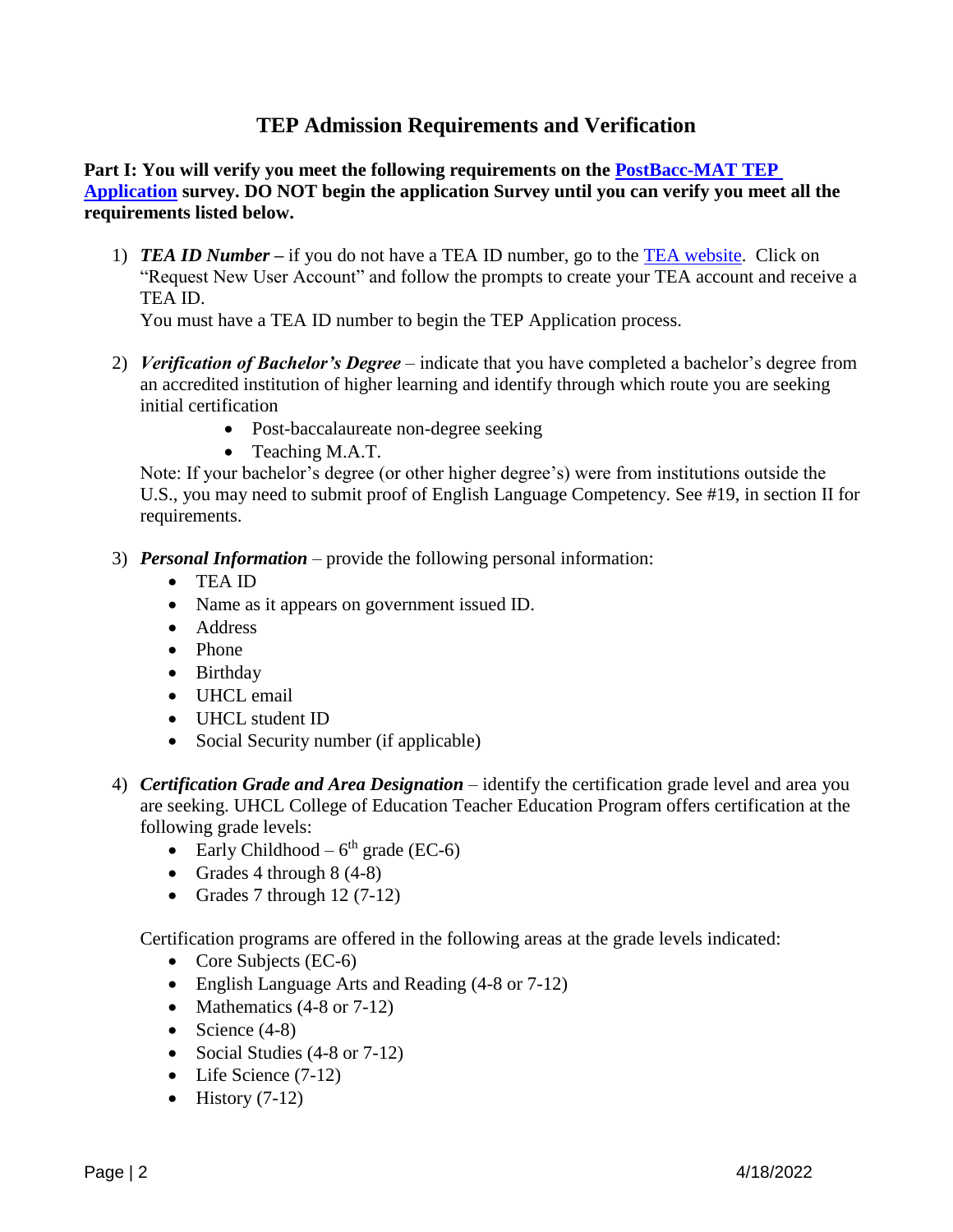# TEP Admission Requirements and Verification

**Part I: You will verify you meet the following requirements on the [PostBacc-MAT TEP Application]() survey. DO NOT begin the application Survey until you can verify you meet all the requirements listed below.**

1) ***TEA ID Number*** **–** if you do not have a TEA ID number, go to the [TEA website](). Click on "Request New User Account" and follow the prompts to create your TEA account and receive a TEA ID.
   You must have a TEA ID number to begin the TEP Application process.

2) ***Verification of Bachelor's Degree*** – indicate that you have completed a bachelor's degree from an accredited institution of higher learning and identify through which route you are seeking initial certification
   - Post-baccalaureate non-degree seeking
   - Teaching M.A.T.

   Note: If your bachelor's degree (or other higher degree's) were from institutions outside the U.S., you may need to submit proof of English Language Competency. See #19, in section II for requirements.

3) ***Personal Information*** – provide the following personal information:
   - TEA ID
   - Name as it appears on government issued ID.
   - Address
   - Phone
   - Birthday
   - UHCL email
   - UHCL student ID
   - Social Security number (if applicable)

4) ***Certification Grade and Area Designation*** – identify the certification grade level and area you are seeking. UHCL College of Education Teacher Education Program offers certification at the following grade levels:
   - Early Childhood – 6th grade (EC-6)
   - Grades 4 through 8 (4-8)
   - Grades 7 through 12 (7-12)

   Certification programs are offered in the following areas at the grade levels indicated:
   - Core Subjects (EC-6)
   - English Language Arts and Reading (4-8 or 7-12)
   - Mathematics (4-8 or 7-12)
   - Science (4-8)
   - Social Studies (4-8 or 7-12)
   - Life Science (7-12)
   - History (7-12)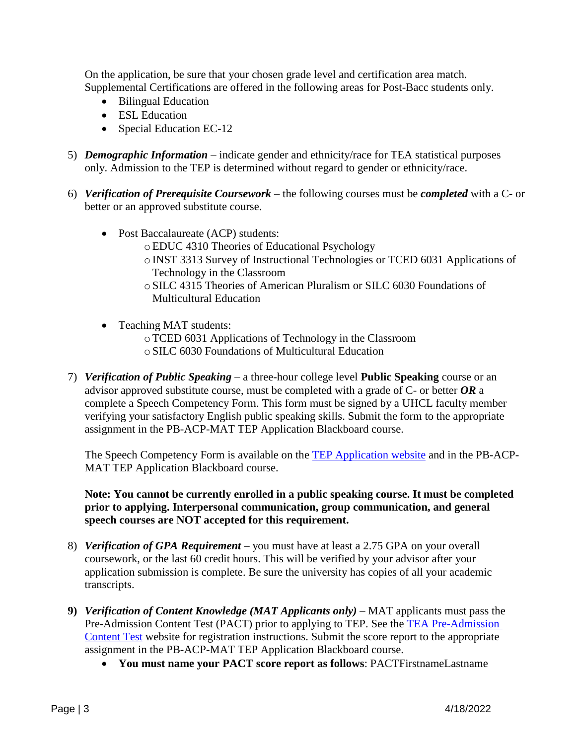On the application, be sure that your chosen grade level and certification area match. Supplemental Certifications are offered in the following areas for Post-Bacc students only.

- Bilingual Education
- ESL Education
- Special Education EC-12

5) ***Demographic Information*** – indicate gender and ethnicity/race for TEA statistical purposes only. Admission to the TEP is determined without regard to gender or ethnicity/race.

6) ***Verification of Prerequisite Coursework*** – the following courses must be ***completed*** with a C- or better or an approved substitute course.

    - Post Baccalaureate (ACP) students:
        - EDUC 4310 Theories of Educational Psychology
        - INST 3313 Survey of Instructional Technologies or TCED 6031 Applications of Technology in the Classroom
        - SILC 4315 Theories of American Pluralism or SILC 6030 Foundations of Multicultural Education

    - Teaching MAT students:
        - TCED 6031 Applications of Technology in the Classroom
        - SILC 6030 Foundations of Multicultural Education

7) ***Verification of Public Speaking*** – a three-hour college level **Public Speaking** course or an advisor approved substitute course, must be completed with a grade of C- or better ***OR*** a complete a Speech Competency Form. This form must be signed by a UHCL faculty member verifying your satisfactory English public speaking skills. Submit the form to the appropriate assignment in the PB-ACP-MAT TEP Application Blackboard course.

    The Speech Competency Form is available on the [TEP Application website] and in the PB-ACP-MAT TEP Application Blackboard course.

    **Note: You cannot be currently enrolled in a public speaking course. It must be completed prior to applying. Interpersonal communication, group communication, and general speech courses are NOT accepted for this requirement.**

8) ***Verification of GPA Requirement*** – you must have at least a 2.75 GPA on your overall coursework, or the last 60 credit hours. This will be verified by your advisor after your application submission is complete. Be sure the university has copies of all your academic transcripts.

9) ***Verification of Content Knowledge (MAT Applicants only)*** – MAT applicants must pass the Pre-Admission Content Test (PACT) prior to applying to TEP. See the [TEA Pre-Admission Content Test] website for registration instructions. Submit the score report to the appropriate assignment in the PB-ACP-MAT TEP Application Blackboard course.
    - **You must name your PACT score report as follows**: PACTFirstnameLastname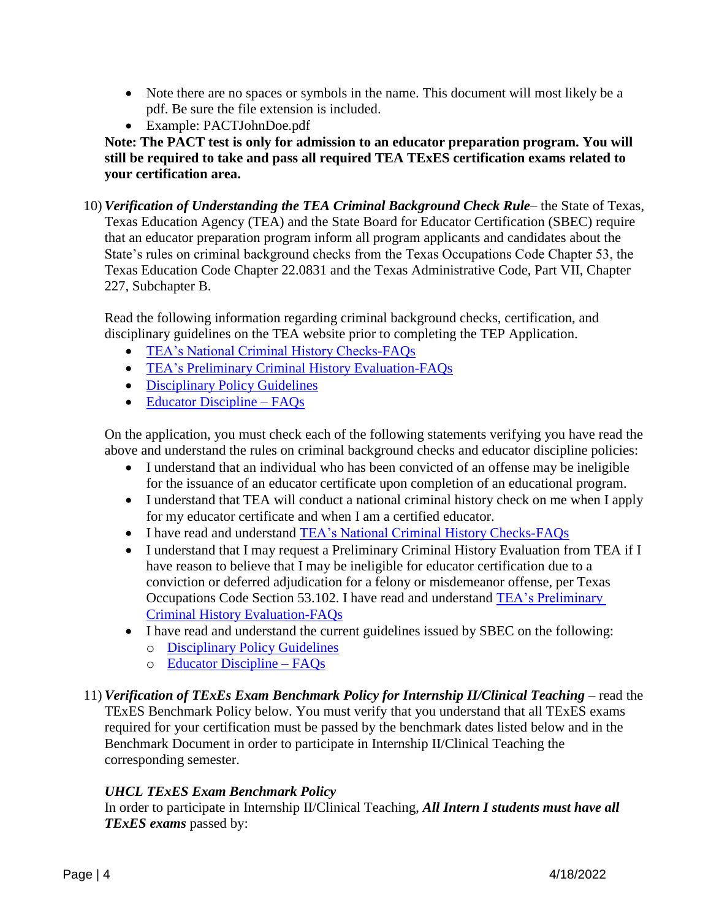- Note there are no spaces or symbols in the name. This document will most likely be a pdf. Be sure the file extension is included.
- Example: PACTJohnDoe.pdf

**Note: The PACT test is only for admission to an educator preparation program. You will still be required to take and pass all required TEA TExES certification exams related to your certification area.**

10) ***Verification of Understanding the TEA Criminal Background Check Rule***– the State of Texas, Texas Education Agency (TEA) and the State Board for Educator Certification (SBEC) require that an educator preparation program inform all program applicants and candidates about the State's rules on criminal background checks from the Texas Occupations Code Chapter 53, the Texas Education Code Chapter 22.0831 and the Texas Administrative Code, Part VII, Chapter 227, Subchapter B.

    Read the following information regarding criminal background checks, certification, and disciplinary guidelines on the TEA website prior to completing the TEP Application.

    - TEA's National Criminal History Checks-FAQs
    - TEA's Preliminary Criminal History Evaluation-FAQs
    - Disciplinary Policy Guidelines
    - Educator Discipline – FAQs

    On the application, you must check each of the following statements verifying you have read the above and understand the rules on criminal background checks and educator discipline policies:

    - I understand that an individual who has been convicted of an offense may be ineligible for the issuance of an educator certificate upon completion of an educational program.
    - I understand that TEA will conduct a national criminal history check on me when I apply for my educator certificate and when I am a certified educator.
    - I have read and understand TEA's National Criminal History Checks-FAQs
    - I understand that I may request a Preliminary Criminal History Evaluation from TEA if I have reason to believe that I may be ineligible for educator certification due to a conviction or deferred adjudication for a felony or misdemeanor offense, per Texas Occupations Code Section 53.102. I have read and understand TEA's Preliminary Criminal History Evaluation-FAQs
    - I have read and understand the current guidelines issued by SBEC on the following:
        - Disciplinary Policy Guidelines
        - Educator Discipline – FAQs

11) ***Verification of TExEs Exam Benchmark Policy for Internship II/Clinical Teaching*** – read the TExES Benchmark Policy below. You must verify that you understand that all TExES exams required for your certification must be passed by the benchmark dates listed below and in the Benchmark Document in order to participate in Internship II/Clinical Teaching the corresponding semester.

    ***UHCL TExES Exam Benchmark Policy***

    In order to participate in Internship II/Clinical Teaching, ***All Intern I students must have all TExES exams*** passed by: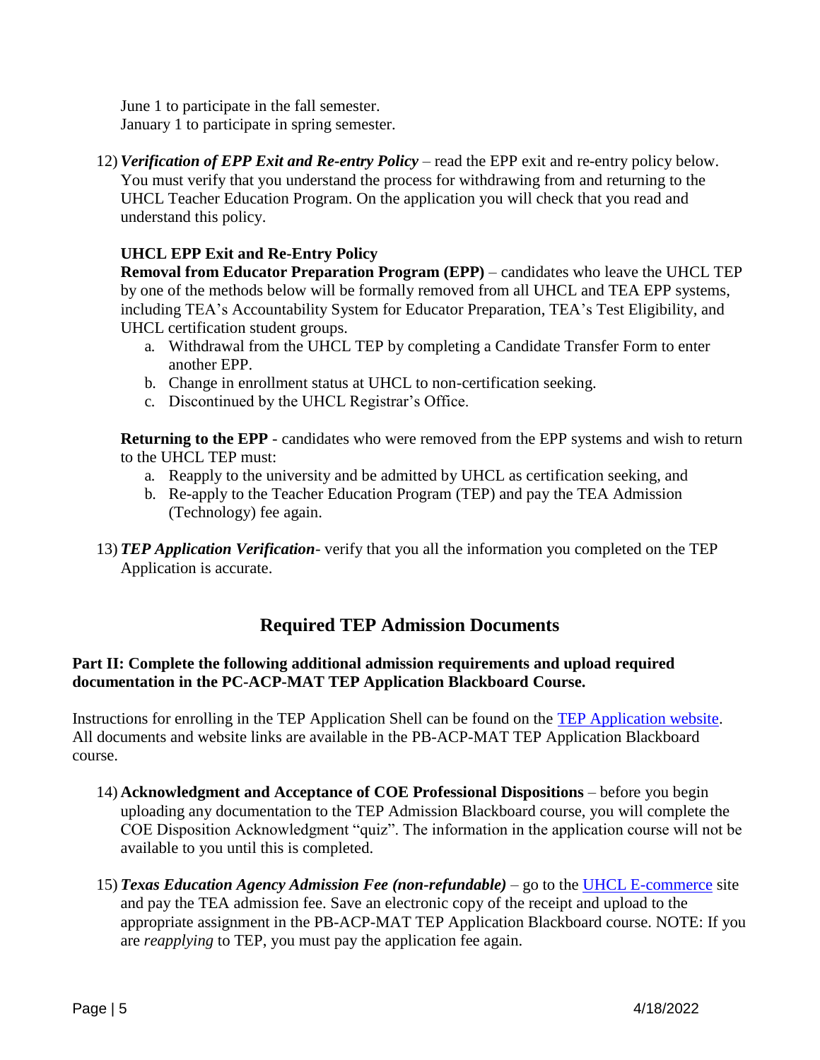June 1 to participate in the fall semester.
January 1 to participate in spring semester.

12) ***Verification of EPP Exit and Re-entry Policy*** – read the EPP exit and re-entry policy below. You must verify that you understand the process for withdrawing from and returning to the UHCL Teacher Education Program. On the application you will check that you read and understand this policy.

    **UHCL EPP Exit and Re-Entry Policy**

    **Removal from Educator Preparation Program (EPP)** – candidates who leave the UHCL TEP by one of the methods below will be formally removed from all UHCL and TEA EPP systems, including TEA's Accountability System for Educator Preparation, TEA's Test Eligibility, and UHCL certification student groups.

    a. Withdrawal from the UHCL TEP by completing a Candidate Transfer Form to enter another EPP.
    b. Change in enrollment status at UHCL to non-certification seeking.
    c. Discontinued by the UHCL Registrar's Office.

    **Returning to the EPP** - candidates who were removed from the EPP systems and wish to return to the UHCL TEP must:

    a. Reapply to the university and be admitted by UHCL as certification seeking, and
    b. Re-apply to the Teacher Education Program (TEP) and pay the TEA Admission (Technology) fee again.

13) ***TEP Application Verification***- verify that you all the information you completed on the TEP Application is accurate.

## Required TEP Admission Documents

**Part II: Complete the following additional admission requirements and upload required documentation in the PC-ACP-MAT TEP Application Blackboard Course.**

Instructions for enrolling in the TEP Application Shell can be found on the [TEP Application website](). All documents and website links are available in the PB-ACP-MAT TEP Application Blackboard course.

14) **Acknowledgment and Acceptance of COE Professional Dispositions** – before you begin uploading any documentation to the TEP Admission Blackboard course, you will complete the COE Disposition Acknowledgment "quiz". The information in the application course will not be available to you until this is completed.

15) ***Texas Education Agency Admission Fee (non-refundable)*** – go to the [UHCL E-commerce]() site and pay the TEA admission fee. Save an electronic copy of the receipt and upload to the appropriate assignment in the PB-ACP-MAT TEP Application Blackboard course. NOTE: If you are *reapplying* to TEP, you must pay the application fee again.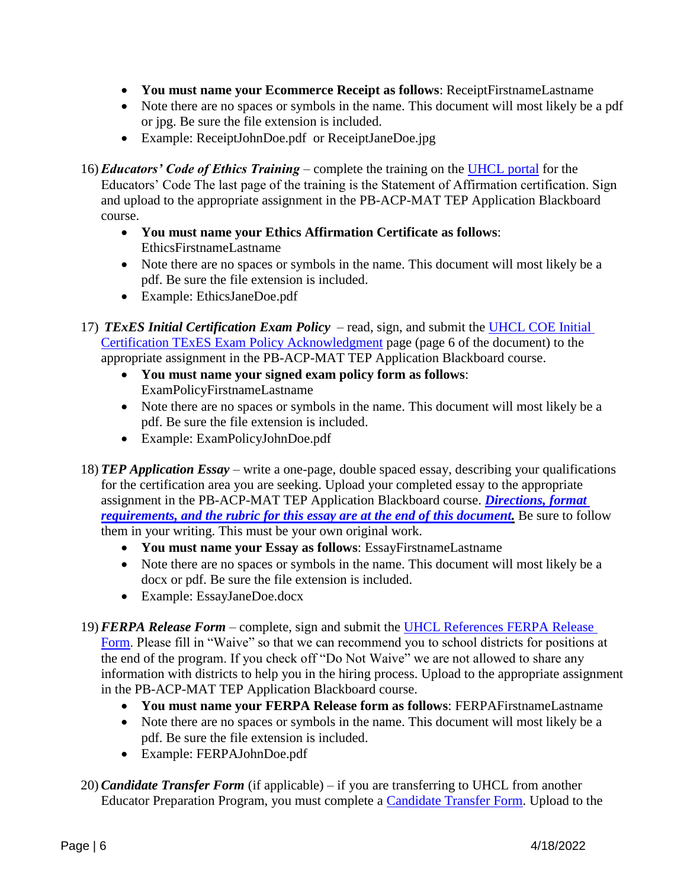- **You must name your Ecommerce Receipt as follows**: ReceiptFirstnameLastname
- Note there are no spaces or symbols in the name. This document will most likely be a pdf or jpg. Be sure the file extension is included.
- Example: ReceiptJohnDoe.pdf or ReceiptJaneDoe.jpg

16) ***Educators' Code of Ethics Training*** – complete the training on the UHCL portal for the Educators' Code The last page of the training is the Statement of Affirmation certification. Sign and upload to the appropriate assignment in the PB-ACP-MAT TEP Application Blackboard course.
    - **You must name your Ethics Affirmation Certificate as follows**: EthicsFirstnameLastname
    - Note there are no spaces or symbols in the name. This document will most likely be a pdf. Be sure the file extension is included.
    - Example: EthicsJaneDoe.pdf

17) ***TExES Initial Certification Exam Policy*** – read, sign, and submit the UHCL COE Initial Certification TExES Exam Policy Acknowledgment page (page 6 of the document) to the appropriate assignment in the PB-ACP-MAT TEP Application Blackboard course.
    - **You must name your signed exam policy form as follows**: ExamPolicyFirstnameLastname
    - Note there are no spaces or symbols in the name. This document will most likely be a pdf. Be sure the file extension is included.
    - Example: ExamPolicyJohnDoe.pdf

18) ***TEP Application Essay*** – write a one-page, double spaced essay, describing your qualifications for the certification area you are seeking. Upload your completed essay to the appropriate assignment in the PB-ACP-MAT TEP Application Blackboard course. ***Directions, format requirements, and the rubric for this essay are at the end of this document.*** Be sure to follow them in your writing. This must be your own original work.
    - **You must name your Essay as follows**: EssayFirstnameLastname
    - Note there are no spaces or symbols in the name. This document will most likely be a docx or pdf. Be sure the file extension is included.
    - Example: EssayJaneDoe.docx

19) ***FERPA Release Form*** – complete, sign and submit the UHCL References FERPA Release Form. Please fill in "Waive" so that we can recommend you to school districts for positions at the end of the program. If you check off "Do Not Waive" we are not allowed to share any information with districts to help you in the hiring process. Upload to the appropriate assignment in the PB-ACP-MAT TEP Application Blackboard course.
    - **You must name your FERPA Release form as follows**: FERPAFirstnameLastname
    - Note there are no spaces or symbols in the name. This document will most likely be a pdf. Be sure the file extension is included.
    - Example: FERPAJohnDoe.pdf

20) ***Candidate Transfer Form*** (if applicable) – if you are transferring to UHCL from another Educator Preparation Program, you must complete a Candidate Transfer Form. Upload to the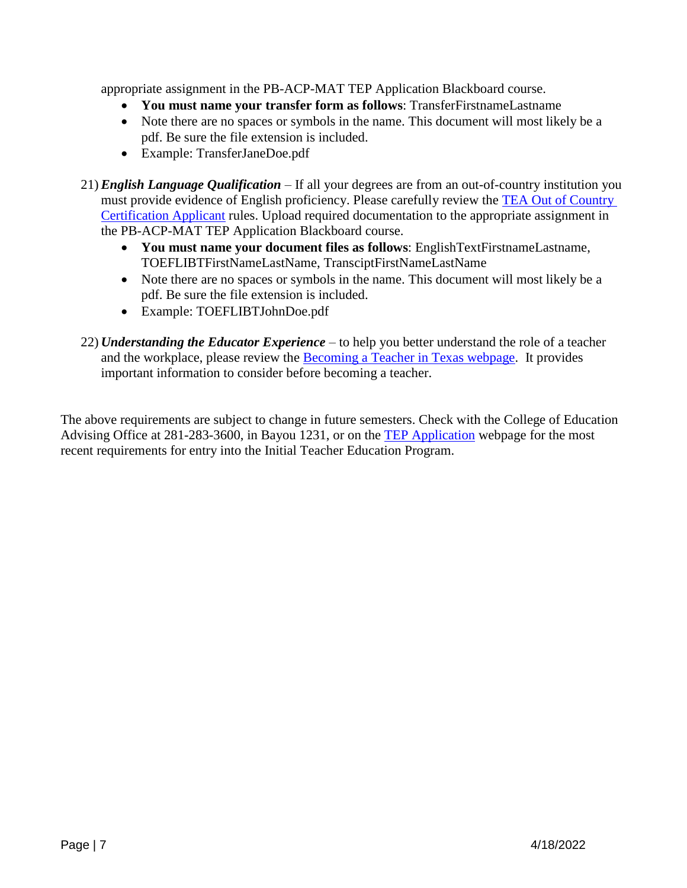appropriate assignment in the PB-ACP-MAT TEP Application Blackboard course.

- **You must name your transfer form as follows**: TransferFirstnameLastname
- Note there are no spaces or symbols in the name. This document will most likely be a pdf. Be sure the file extension is included.
- Example: TransferJaneDoe.pdf

21) ***English Language Qualification*** – If all your degrees are from an out-of-country institution you must provide evidence of English proficiency. Please carefully review the [TEA Out of Country Certification Applicant]() rules. Upload required documentation to the appropriate assignment in the PB-ACP-MAT TEP Application Blackboard course.
    - **You must name your document files as follows**: EnglishTextFirstnameLastname, TOEFLIBTFirstNameLastName, TransciptFirstNameLastName
    - Note there are no spaces or symbols in the name. This document will most likely be a pdf. Be sure the file extension is included.
    - Example: TOEFLIBTJohnDoe.pdf

22) ***Understanding the Educator Experience*** – to help you better understand the role of a teacher and the workplace, please review the [Becoming a Teacher in Texas webpage](). It provides important information to consider before becoming a teacher.

The above requirements are subject to change in future semesters. Check with the College of Education Advising Office at 281-283-3600, in Bayou 1231, or on the [TEP Application]() webpage for the most recent requirements for entry into the Initial Teacher Education Program.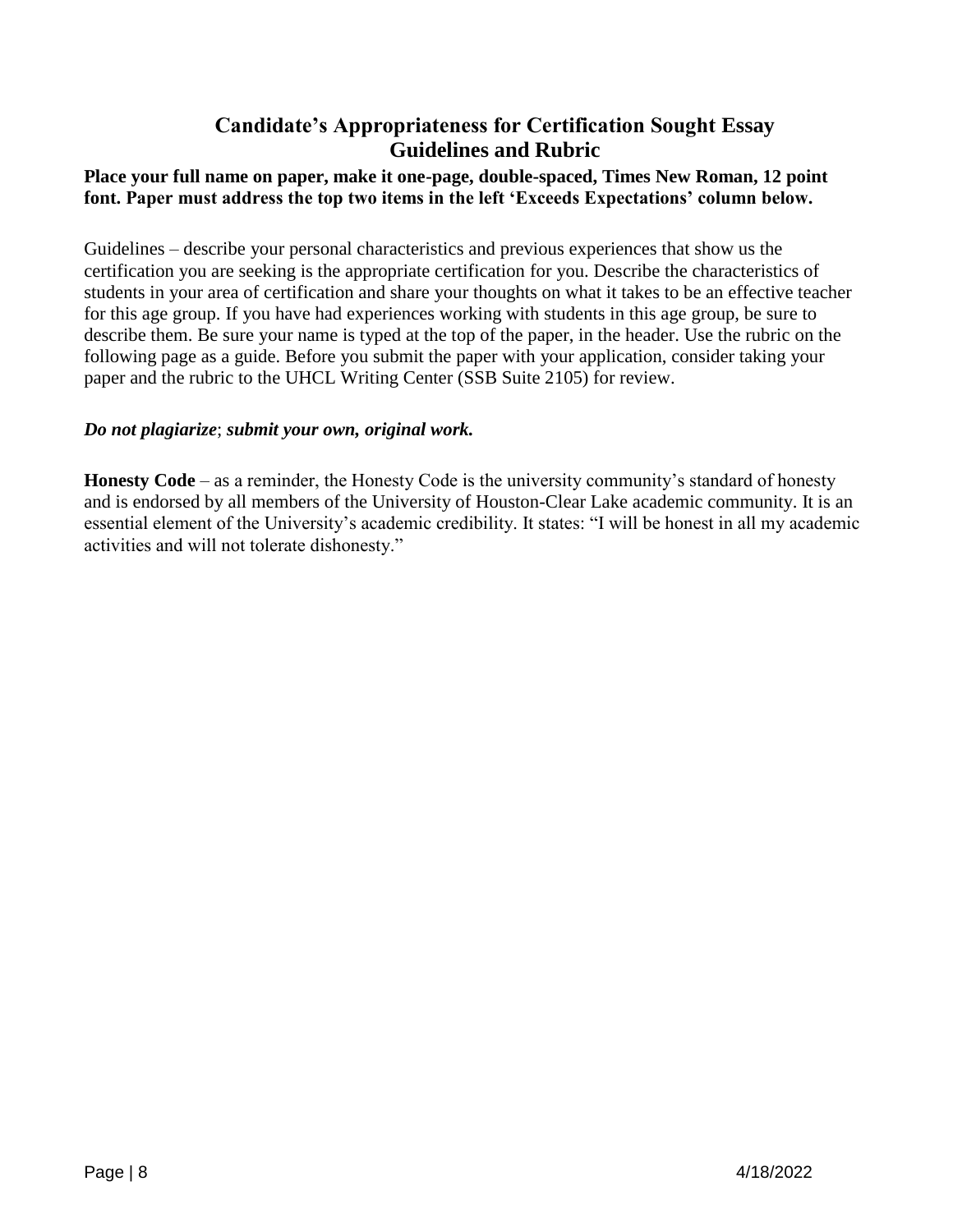# Candidate's Appropriateness for Certification Sought Essay
## Guidelines and Rubric

**Place your full name on paper, make it one-page, double-spaced, Times New Roman, 12 point font. Paper must address the top two items in the left 'Exceeds Expectations' column below.**

Guidelines – describe your personal characteristics and previous experiences that show us the certification you are seeking is the appropriate certification for you. Describe the characteristics of students in your area of certification and share your thoughts on what it takes to be an effective teacher for this age group. If you have had experiences working with students in this age group, be sure to describe them. Be sure your name is typed at the top of the paper, in the header. Use the rubric on the following page as a guide. Before you submit the paper with your application, consider taking your paper and the rubric to the UHCL Writing Center (SSB Suite 2105) for review.

***Do not plagiarize***; ***submit your own, original work.***

**Honesty Code** – as a reminder, the Honesty Code is the university community's standard of honesty and is endorsed by all members of the University of Houston-Clear Lake academic community. It is an essential element of the University's academic credibility. It states: "I will be honest in all my academic activities and will not tolerate dishonesty."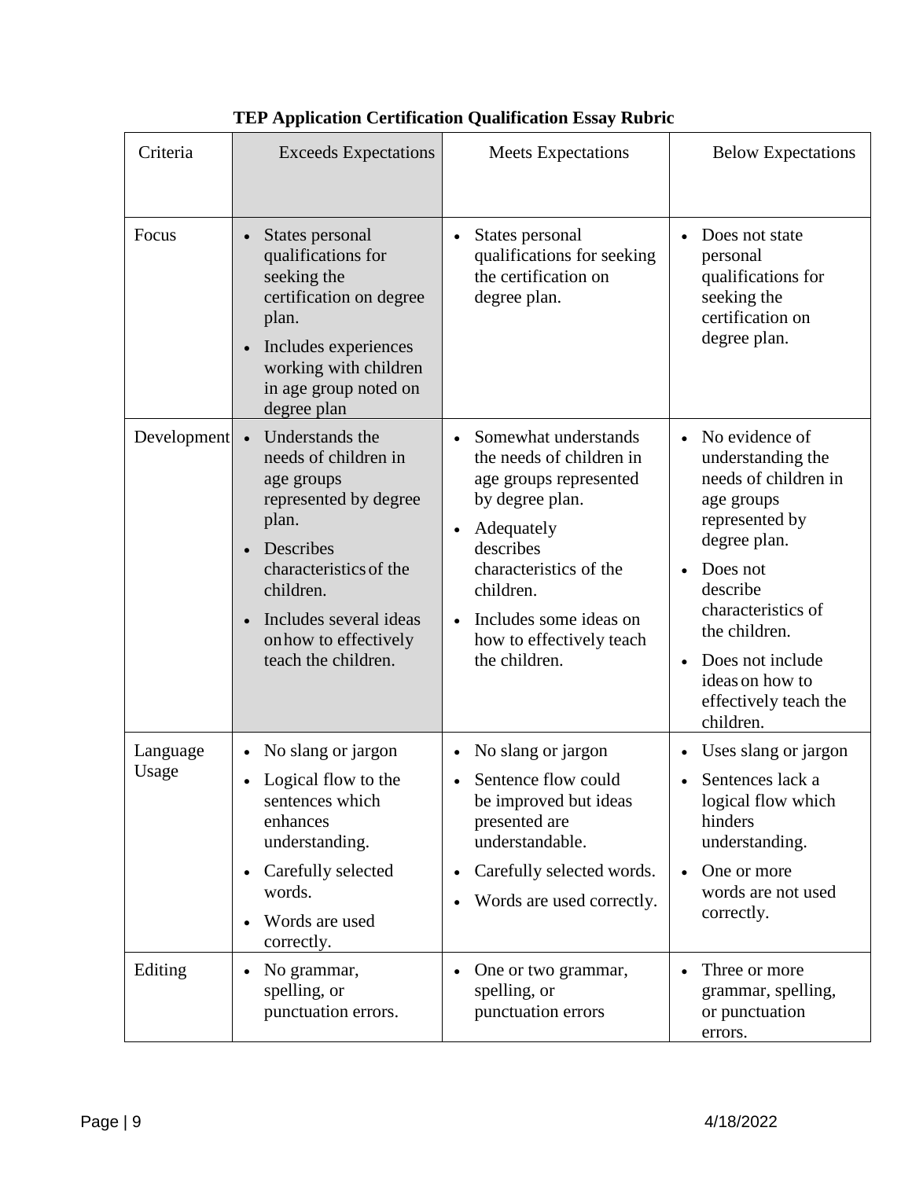**TEP Application Certification Qualification Essay Rubric**

| Criteria | Exceeds Expectations | Meets Expectations | Below Expectations |
|---|---|---|---|
| Focus | • States personal qualifications for seeking the certification on degree plan.<br>• Includes experiences working with children in age group noted on degree plan | • States personal qualifications for seeking the certification on degree plan. | • Does not state personal qualifications for seeking the certification on degree plan. |
| Development | • Understands the needs of children in age groups represented by degree plan.<br>• Describes characteristics of the children.<br>• Includes several ideas on how to effectively teach the children. | • Somewhat understands the needs of children in age groups represented by degree plan.<br>• Adequately describes characteristics of the children.<br>• Includes some ideas on how to effectively teach the children. | • No evidence of understanding the needs of children in age groups represented by degree plan.<br>• Does not describe characteristics of the children.<br>• Does not include ideas on how to effectively teach the children. |
| Language Usage | • No slang or jargon<br>• Logical flow to the sentences which enhances understanding.<br>• Carefully selected words.<br>• Words are used correctly. | • No slang or jargon<br>• Sentence flow could be improved but ideas presented are understandable.<br>• Carefully selected words.<br>• Words are used correctly. | • Uses slang or jargon<br>• Sentences lack a logical flow which hinders understanding.<br>• One or more words are not used correctly. |
| Editing | • No grammar, spelling, or punctuation errors. | • One or two grammar, spelling, or punctuation errors | • Three or more grammar, spelling, or punctuation errors. |